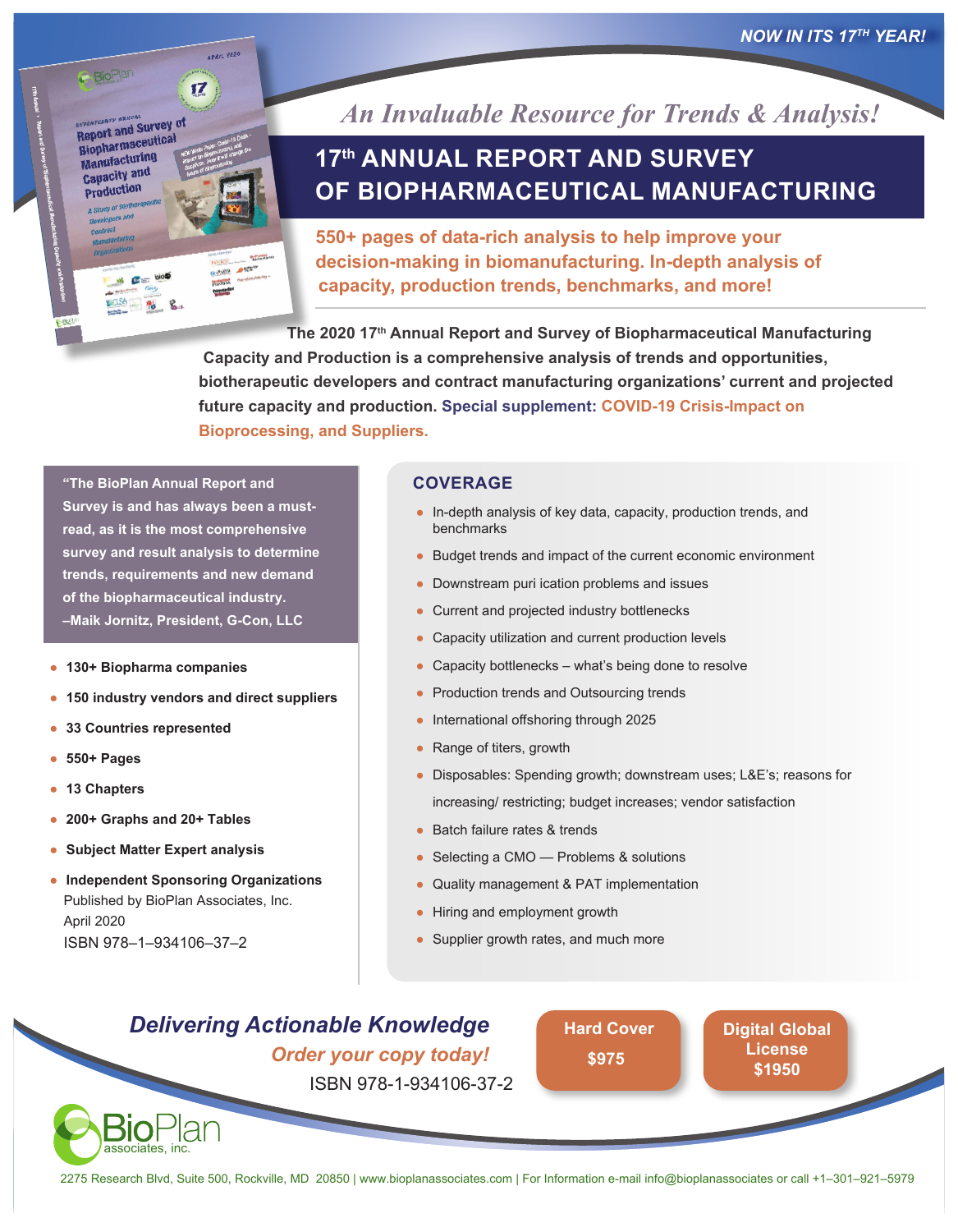*NOW IN ITS 17TH YEAR!*

*An Invaluable Resource for Trends & Analysis!*

# 17th ANNUAL REPORT AND SURVEY OF BIOPHARMACEUTICAL MANUFACTURING

**550+ pages of data-rich analysis to help improve your decision-making in biomanufacturing. In-depth analysis of capacity, production trends, benchmarks, and more!**

**The 2020 17th Annual Report and Survey of Biopharmaceutical Manufacturing Capacity and Production is a comprehensive analysis of trends and opportunities, biotherapeutic developers and contract manufacturing organizations' current and projected future capacity and production. Special supplement: COVID-19 Crisis-Impact on Bioprocessing, and Suppliers.**

> **"The BioPlan Annual Report and Survey is and has always been a must-read, as it is the most comprehensive survey and result analysis to determine trends, requirements and new demand of the biopharmaceutical industry.**
> **–Maik Jornitz, President, G-Con, LLC**

- **130+ Biopharma companies**
- **150 industry vendors and direct suppliers**
- **33 Countries represented**
- **550+ Pages**
- **13 Chapters**
- **200+ Graphs and 20+ Tables**
- **Subject Matter Expert analysis**
- **Independent Sponsoring Organizations**

Published by BioPlan Associates, Inc.
April 2020
ISBN 978–1–934106–37–2

## COVERAGE

- In-depth analysis of key data, capacity, production trends, and benchmarks
- Budget trends and impact of the current economic environment
- Downstream puri ication problems and issues
- Current and projected industry bottlenecks
- Capacity utilization and current production levels
- Capacity bottlenecks – what's being done to resolve
- Production trends and Outsourcing trends
- International offshoring through 2025
- Range of titers, growth
- Disposables: Spending growth; downstream uses; L&E's; reasons for increasing/ restricting; budget increases; vendor satisfaction
- Batch failure rates & trends
- Selecting a CMO — Problems & solutions
- Quality management & PAT implementation
- Hiring and employment growth
- Supplier growth rates, and much more

***Delivering Actionable Knowledge***

***Order your copy today!***

ISBN 978-1-934106-37-2

**Hard Cover $975**

**Digital Global License $1950**

BioPlan associates, inc.

2275 Research Blvd, Suite 500, Rockville, MD 20850 | www.bioplanassociates.com | For Information e-mail info@bioplanassociates or call +1–301–921–5979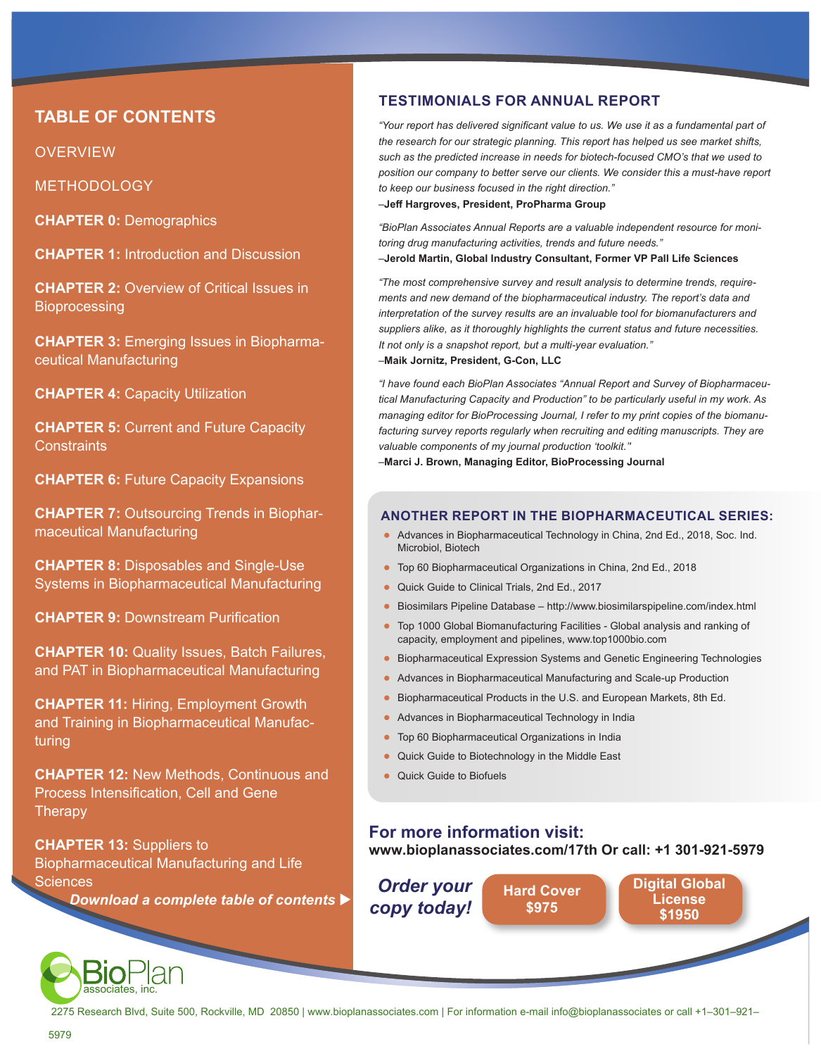## TABLE OF CONTENTS

OVERVIEW

METHODOLOGY

**CHAPTER 0:** Demographics

**CHAPTER 1:** Introduction and Discussion

**CHAPTER 2:** Overview of Critical Issues in Bioprocessing

**CHAPTER 3:** Emerging Issues in Biopharmaceutical Manufacturing

**CHAPTER 4:** Capacity Utilization

**CHAPTER 5:** Current and Future Capacity Constraints

**CHAPTER 6:** Future Capacity Expansions

**CHAPTER 7:** Outsourcing Trends in Biopharmaceutical Manufacturing

**CHAPTER 8:** Disposables and Single-Use Systems in Biopharmaceutical Manufacturing

**CHAPTER 9:** Downstream Purification

**CHAPTER 10:** Quality Issues, Batch Failures, and PAT in Biopharmaceutical Manufacturing

**CHAPTER 11:** Hiring, Employment Growth and Training in Biopharmaceutical Manufacturing

**CHAPTER 12:** New Methods, Continuous and Process Intensification, Cell and Gene Therapy

**CHAPTER 13:** Suppliers to Biopharmaceutical Manufacturing and Life Sciences

***Download a complete table of contents ▶***

## TESTIMONIALS FOR ANNUAL REPORT

*"Your report has delivered significant value to us. We use it as a fundamental part of the research for our strategic planning. This report has helped us see market shifts, such as the predicted increase in needs for biotech-focused CMO's that we used to position our company to better serve our clients. We consider this a must-have report to keep our business focused in the right direction."*
–**Jeff Hargroves, President, ProPharma Group**

*"BioPlan Associates Annual Reports are a valuable independent resource for monitoring drug manufacturing activities, trends and future needs."*
–**Jerold Martin, Global Industry Consultant, Former VP Pall Life Sciences**

*"The most comprehensive survey and result analysis to determine trends, requirements and new demand of the biopharmaceutical industry. The report's data and interpretation of the survey results are an invaluable tool for biomanufacturers and suppliers alike, as it thoroughly highlights the current status and future necessities. It not only is a snapshot report, but a multi-year evaluation."*
–**Maik Jornitz, President, G-Con, LLC**

*"I have found each BioPlan Associates "Annual Report and Survey of Biopharmaceutical Manufacturing Capacity and Production" to be particularly useful in my work. As managing editor for BioProcessing Journal, I refer to my print copies of the biomanufacturing survey reports regularly when recruiting and editing manuscripts. They are valuable components of my journal production 'toolkit.'"*
–**Marci J. Brown, Managing Editor, BioProcessing Journal**

### ANOTHER REPORT IN THE BIOPHARMACEUTICAL SERIES:

- Advances in Biopharmaceutical Technology in China, 2nd Ed., 2018, Soc. Ind. Microbiol, Biotech
- Top 60 Biopharmaceutical Organizations in China, 2nd Ed., 2018
- Quick Guide to Clinical Trials, 2nd Ed., 2017
- Biosimilars Pipeline Database – http://www.biosimilarspipeline.com/index.html
- Top 1000 Global Biomanufacturing Facilities - Global analysis and ranking of capacity, employment and pipelines, www.top1000bio.com
- Biopharmaceutical Expression Systems and Genetic Engineering Technologies
- Advances in Biopharmaceutical Manufacturing and Scale-up Production
- Biopharmaceutical Products in the U.S. and European Markets, 8th Ed.
- Advances in Biopharmaceutical Technology in India
- Top 60 Biopharmaceutical Organizations in India
- Quick Guide to Biotechnology in the Middle East
- Quick Guide to Biofuels

### For more information visit:
**www.bioplanassociates.com/17th Or call: +1 301-921-5979**

***Order your copy today!***

**Hard Cover $975**

**Digital Global License $1950**

BioPlan associates, inc.

2275 Research Blvd, Suite 500, Rockville, MD 20850 | www.bioplanassociates.com | For information e-mail info@bioplanassociates or call +1–301–921–5979